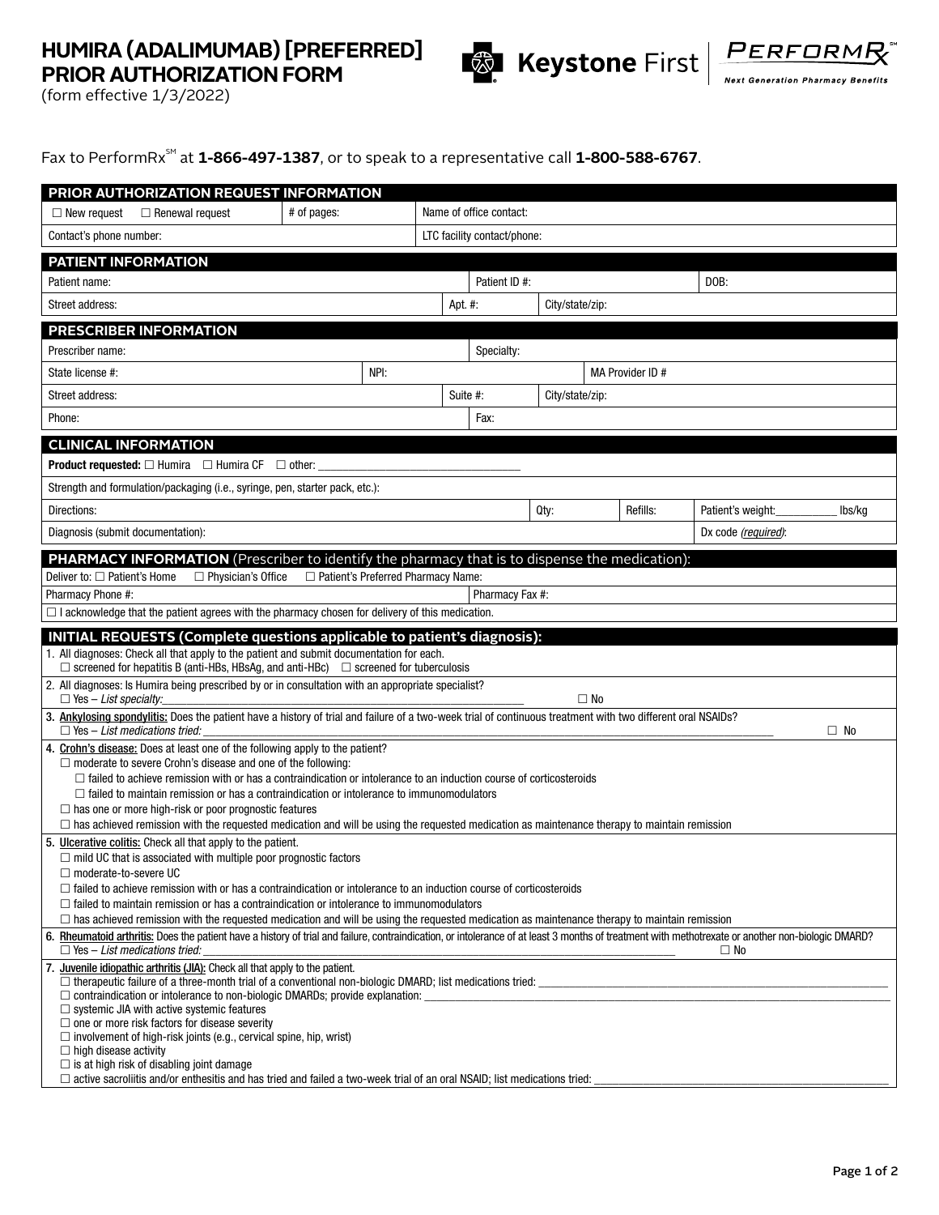# HUMIRA (ADALIMUMAB) [PREFERRED] PRIOR AUTHORIZATION FORM

(form effective 1/3/2022)

Keystone First | PerformRx℠ Next Generation Pharmacy Benefits

Fax to PerformRx℠ at **1-866-497-1387**, or to speak to a representative call **1-800-588-6767**.

## PRIOR AUTHORIZATION REQUEST INFORMATION

| ☐ New request ☐ Renewal request | # of pages: | Name of office contact: |
|---|---|---|
| Contact's phone number: | | LTC facility contact/phone: |

## PATIENT INFORMATION

| Patient name: | | Patient ID #: | | DOB: |
|---|---|---|---|---|
| Street address: | Apt. #: | | City/state/zip: | |

## PRESCRIBER INFORMATION

| Prescriber name: | | | Specialty: | |
|---|---|---|---|---|
| State license #: | NPI: | | | MA Provider ID # |
| Street address: | | Suite #: | City/state/zip: | |
| Phone: | | | Fax: | |

## CLINICAL INFORMATION

**Product requested:** ☐ Humira ☐ Humira CF ☐ other: ______________________

Strength and formulation/packaging (i.e., syringe, pen, starter pack, etc.):

| Directions: | Qty: | Refills: | Patient's weight:________ lbs/kg |
|---|---|---|---|
| Diagnosis (submit documentation): | | | Dx code *(required)*: |

## PHARMACY INFORMATION (Prescriber to identify the pharmacy that is to dispense the medication):

Deliver to: ☐ Patient's Home ☐ Physician's Office ☐ Patient's Preferred Pharmacy Name:

| Pharmacy Phone #: | Pharmacy Fax #: |
|---|---|

☐ I acknowledge that the patient agrees with the pharmacy chosen for delivery of this medication.

## INITIAL REQUESTS (Complete questions applicable to patient's diagnosis):

1. All diagnoses: Check all that apply to the patient and submit documentation for each.
   ☐ screened for hepatitis B (anti-HBs, HBsAg, and anti-HBc) ☐ screened for tuberculosis

2. All diagnoses: Is Humira being prescribed by or in consultation with an appropriate specialist?
   ☐ Yes – *List specialty:* ______________________ ☐ No

3. Ankylosing spondylitis: Does the patient have a history of trial and failure of a two-week trial of continuous treatment with two different oral NSAIDs?
   ☐ Yes – *List medications tried:* ______________________ ☐ No

4. Crohn's disease: Does at least one of the following apply to the patient?
   - ☐ moderate to severe Crohn's disease and one of the following:
     - ☐ failed to achieve remission with or has a contraindication or intolerance to an induction course of corticosteroids
     - ☐ failed to maintain remission or has a contraindication or intolerance to immunomodulators
   - ☐ has one or more high-risk or poor prognostic features
   - ☐ has achieved remission with the requested medication and will be using the requested medication as maintenance therapy to maintain remission

5. Ulcerative colitis: Check all that apply to the patient.
   - ☐ mild UC that is associated with multiple poor prognostic factors
   - ☐ moderate-to-severe UC
   - ☐ failed to achieve remission with or has a contraindication or intolerance to an induction course of corticosteroids
   - ☐ failed to maintain remission or has a contraindication or intolerance to immunomodulators
   - ☐ has achieved remission with the requested medication and will be using the requested medication as maintenance therapy to maintain remission

6. Rheumatoid arthritis: Does the patient have a history of trial and failure, contraindication, or intolerance of at least 3 months of treatment with methotrexate or another non-biologic DMARD?
   ☐ Yes – *List medications tried:* ______________________ ☐ No

7. Juvenile idiopathic arthritis (JIA): Check all that apply to the patient.
   - ☐ therapeutic failure of a three-month trial of a conventional non-biologic DMARD; list medications tried: ______________________
   - ☐ contraindication or intolerance to non-biologic DMARDs; provide explanation: ______________________
   - ☐ systemic JIA with active systemic features
   - ☐ one or more risk factors for disease severity
   - ☐ involvement of high-risk joints (e.g., cervical spine, hip, wrist)
   - ☐ high disease activity
   - ☐ is at high risk of disabling joint damage
   - ☐ active sacroiliitis and/or enthesitis and has tried and failed a two-week trial of an oral NSAID; list medications tried: ______________________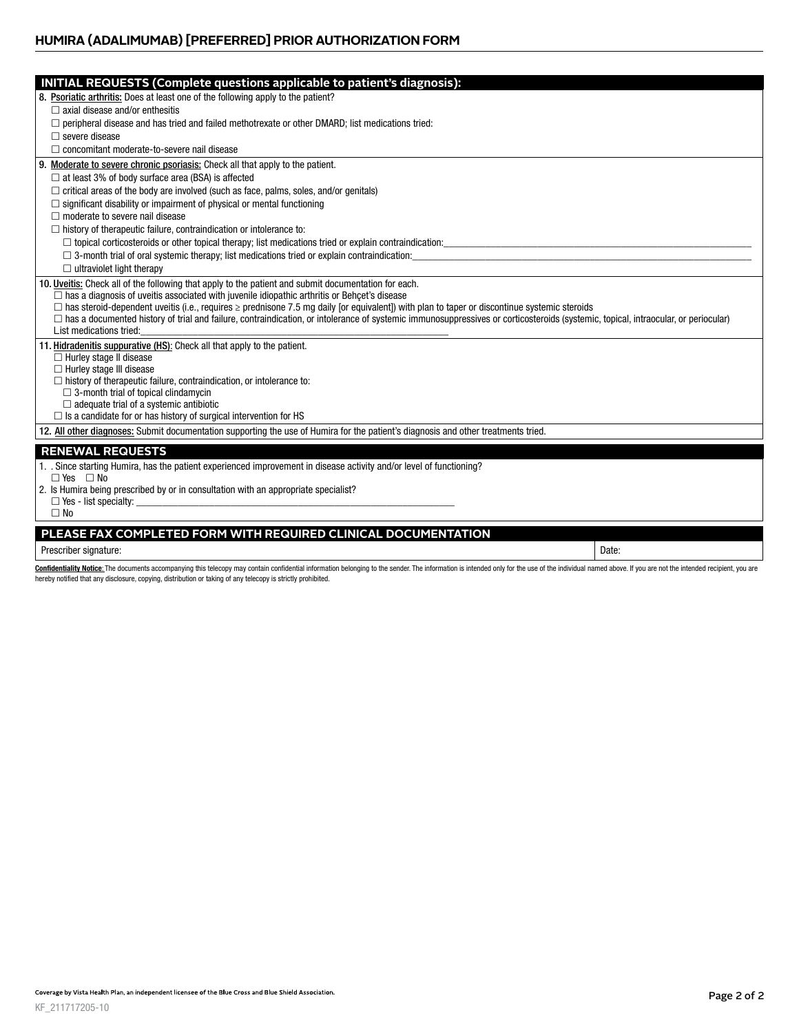## HUMIRA (ADALIMUMAB) [PREFERRED] PRIOR AUTHORIZATION FORM

### INITIAL REQUESTS (Complete questions applicable to patient's diagnosis):

8. Psoriatic arthritis: Does at least one of the following apply to the patient?
   - ☐ axial disease and/or enthesitis
   - ☐ peripheral disease and has tried and failed methotrexate or other DMARD; list medications tried:
   - ☐ severe disease
   - ☐ concomitant moderate-to-severe nail disease

9. Moderate to severe chronic psoriasis: Check all that apply to the patient.
   - ☐ at least 3% of body surface area (BSA) is affected
   - ☐ critical areas of the body are involved (such as face, palms, soles, and/or genitals)
   - ☐ significant disability or impairment of physical or mental functioning
   - ☐ moderate to severe nail disease
   - ☐ history of therapeutic failure, contraindication or intolerance to:
     - ☐ topical corticosteroids or other topical therapy; list medications tried or explain contraindication:\_\_\_\_\_\_\_\_\_\_
     - ☐ 3-month trial of oral systemic therapy; list medications tried or explain contraindication:\_\_\_\_\_\_\_\_\_\_
     - ☐ ultraviolet light therapy

10. Uveitis: Check all of the following that apply to the patient and submit documentation for each.
    - ☐ has a diagnosis of uveitis associated with juvenile idiopathic arthritis or Behçet's disease
    - ☐ has steroid-dependent uveitis (i.e., requires ≥ prednisone 7.5 mg daily [or equivalent]) with plan to taper or discontinue systemic steroids
    - ☐ has a documented history of trial and failure, contraindication, or intolerance of systemic immunosuppressives or corticosteroids (systemic, topical, intraocular, or periocular)

    List medications tried:\_\_\_\_\_\_\_\_\_\_

11. Hidradenitis suppurative (HS): Check all that apply to the patient.
    - ☐ Hurley stage II disease
    - ☐ Hurley stage III disease
    - ☐ history of therapeutic failure, contraindication, or intolerance to:
      - ☐ 3-month trial of topical clindamycin
      - ☐ adequate trial of a systemic antibiotic
    - ☐ Is a candidate for or has history of surgical intervention for HS

12. All other diagnoses: Submit documentation supporting the use of Humira for the patient's diagnosis and other treatments tried.

### RENEWAL REQUESTS

1. . Since starting Humira, has the patient experienced improvement in disease activity and/or level of functioning?
   ☐ Yes ☐ No
2. Is Humira being prescribed by or in consultation with an appropriate specialist?
   - ☐ Yes - list specialty: \_\_\_\_\_\_\_\_\_\_
   - ☐ No

### PLEASE FAX COMPLETED FORM WITH REQUIRED CLINICAL DOCUMENTATION

| Prescriber signature: | Date: |
|---|---|

**Confidentiality Notice**: The documents accompanying this telecopy may contain confidential information belonging to the sender. The information is intended only for the use of the individual named above. If you are not the intended recipient, you are hereby notified that any disclosure, copying, distribution or taking of any telecopy is strictly prohibited.

Coverage by Vista Health Plan, an independent licensee of the Blue Cross and Blue Shield Association.

KF_211717205-10